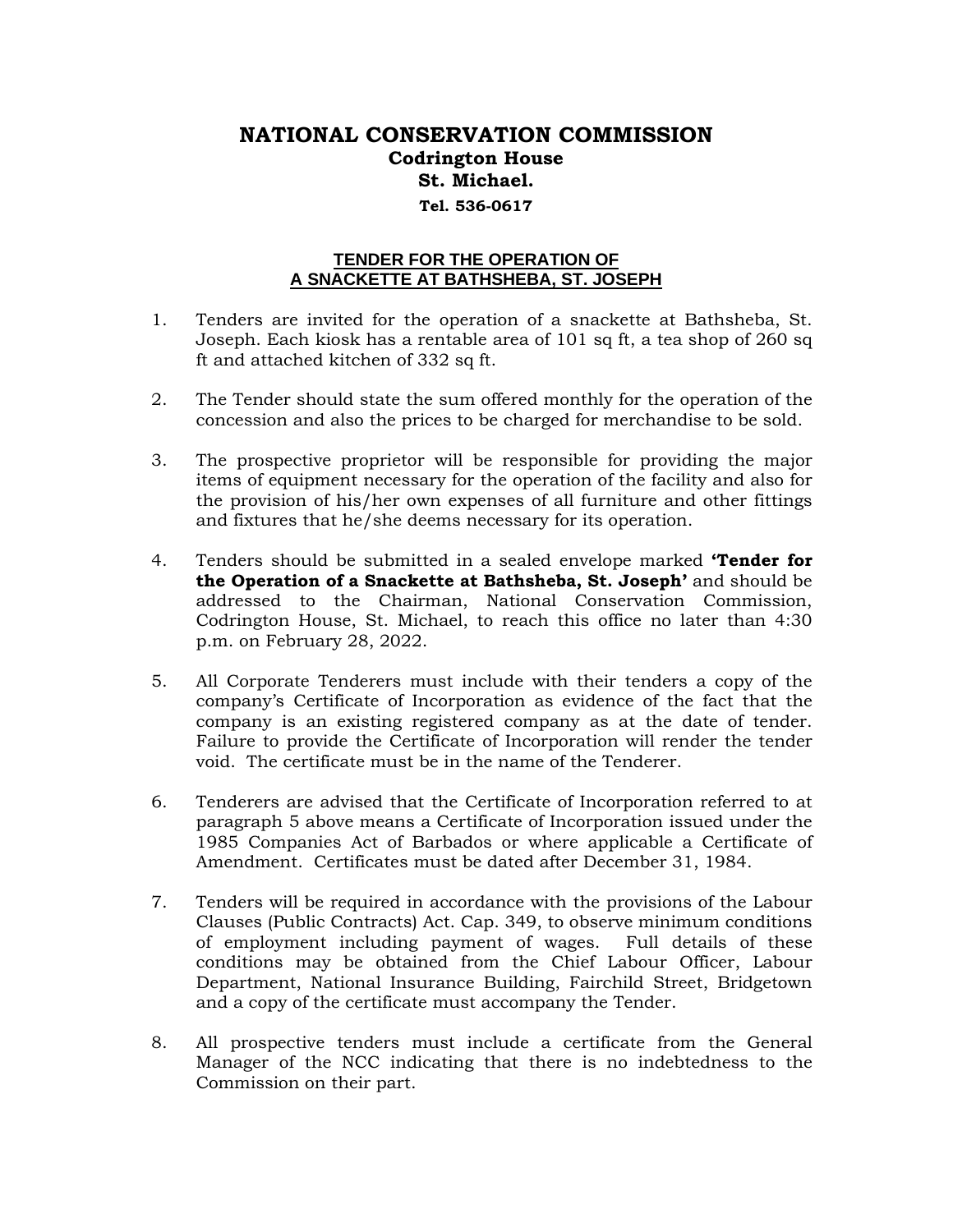# NATIONAL CONSERVATION COMMISSION

**Codrington House**
**St. Michael.**
**Tel. 536-0617**

## TENDER FOR THE OPERATION OF A SNACKETTE AT BATHSHEBA, ST. JOSEPH

1. Tenders are invited for the operation of a snackette at Bathsheba, St. Joseph. Each kiosk has a rentable area of 101 sq ft, a tea shop of 260 sq ft and attached kitchen of 332 sq ft.

2. The Tender should state the sum offered monthly for the operation of the concession and also the prices to be charged for merchandise to be sold.

3. The prospective proprietor will be responsible for providing the major items of equipment necessary for the operation of the facility and also for the provision of his/her own expenses of all furniture and other fittings and fixtures that he/she deems necessary for its operation.

4. Tenders should be submitted in a sealed envelope marked **'Tender for the Operation of a Snackette at Bathsheba, St. Joseph'** and should be addressed to the Chairman, National Conservation Commission, Codrington House, St. Michael, to reach this office no later than 4:30 p.m. on February 28, 2022.

5. All Corporate Tenderers must include with their tenders a copy of the company's Certificate of Incorporation as evidence of the fact that the company is an existing registered company as at the date of tender. Failure to provide the Certificate of Incorporation will render the tender void. The certificate must be in the name of the Tenderer.

6. Tenderers are advised that the Certificate of Incorporation referred to at paragraph 5 above means a Certificate of Incorporation issued under the 1985 Companies Act of Barbados or where applicable a Certificate of Amendment. Certificates must be dated after December 31, 1984.

7. Tenders will be required in accordance with the provisions of the Labour Clauses (Public Contracts) Act. Cap. 349, to observe minimum conditions of employment including payment of wages. Full details of these conditions may be obtained from the Chief Labour Officer, Labour Department, National Insurance Building, Fairchild Street, Bridgetown and a copy of the certificate must accompany the Tender.

8. All prospective tenders must include a certificate from the General Manager of the NCC indicating that there is no indebtedness to the Commission on their part.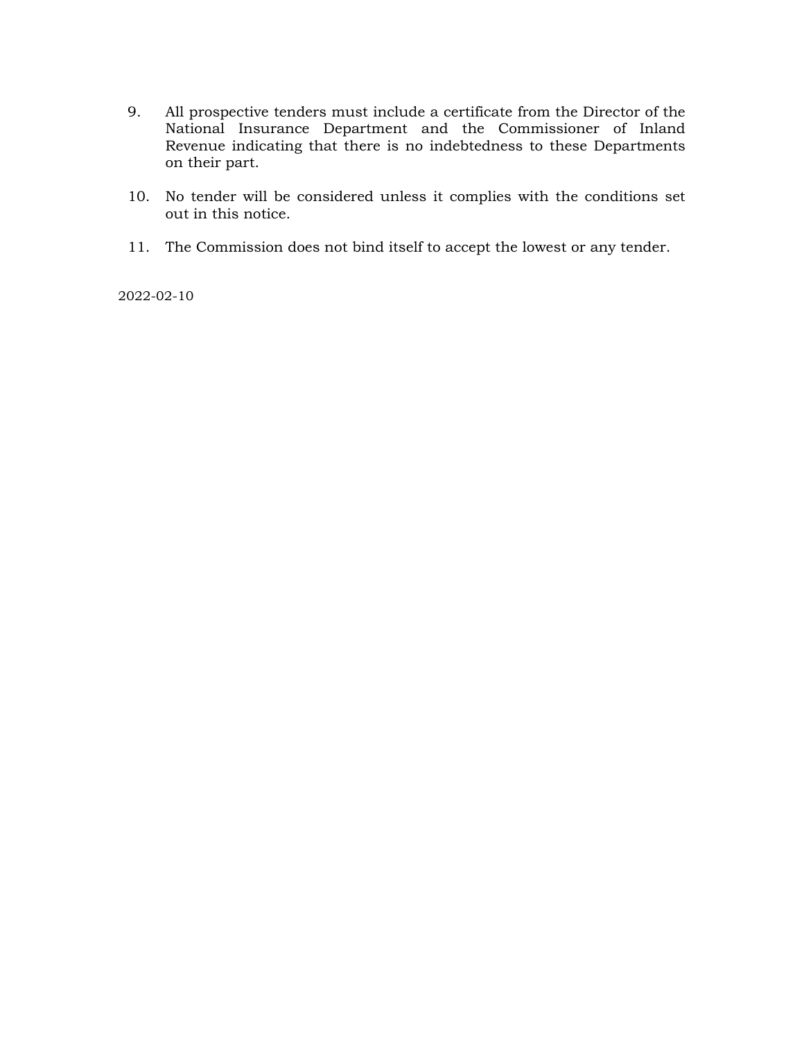9. All prospective tenders must include a certificate from the Director of the National Insurance Department and the Commissioner of Inland Revenue indicating that there is no indebtedness to these Departments on their part.

10. No tender will be considered unless it complies with the conditions set out in this notice.

11. The Commission does not bind itself to accept the lowest or any tender.

2022-02-10